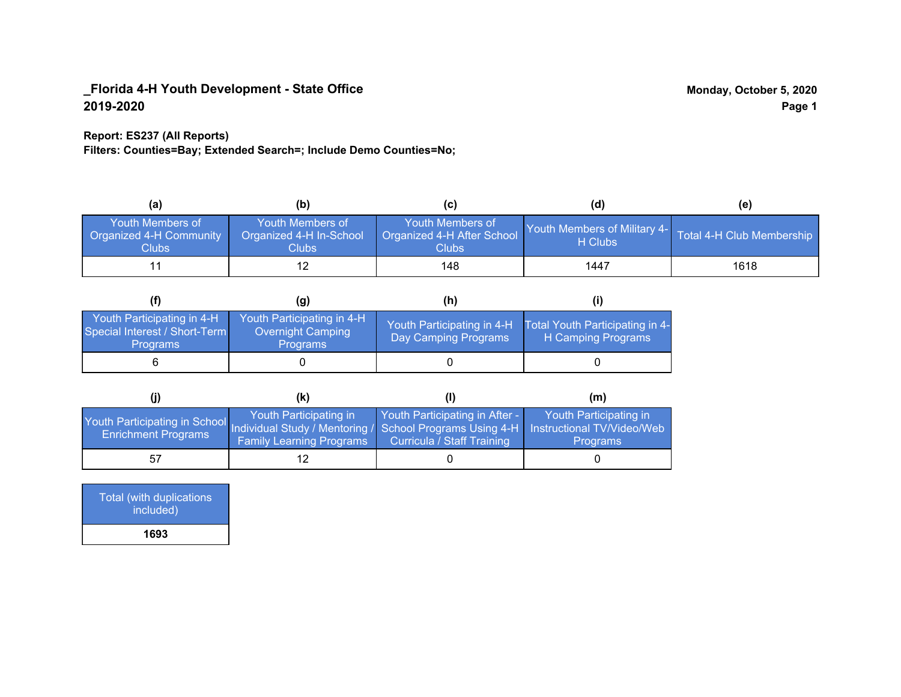**_Florida 4-H Youth Development - State Office**
**2019-2020**

**Monday, October 5, 2020**

**Report: ES237 (All Reports)**
**Filters: Counties=Bay; Extended Search=; Include Demo Counties=No;**

| (a) | (b) | (c) | (d) | (e) |
|---|---|---|---|---|
| Youth Members of Organized 4-H Community Clubs | Youth Members of Organized 4-H In-School Clubs | Youth Members of Organized 4-H After School Clubs | Youth Members of Military 4-H Clubs | Total 4-H Club Membership |
| 11 | 12 | 148 | 1447 | 1618 |

| (f) | (g) | (h) | (i) |
|---|---|---|---|
| Youth Participating in 4-H Special Interest / Short-Term Programs | Youth Participating in 4-H Overnight Camping Programs | Youth Participating in 4-H Day Camping Programs | Total Youth Participating in 4-H Camping Programs |
| 6 | 0 | 0 | 0 |

| (j) | (k) | (l) | (m) |
|---|---|---|---|
| Youth Participating in School Enrichment Programs | Youth Participating in Individual Study / Mentoring / Family Learning Programs | Youth Participating in After - School Programs Using 4-H Curricula / Staff Training | Youth Participating in Instructional TV/Video/Web Programs |
| 57 | 12 | 0 | 0 |

| Total (with duplications included) |
|---|
| **1693** |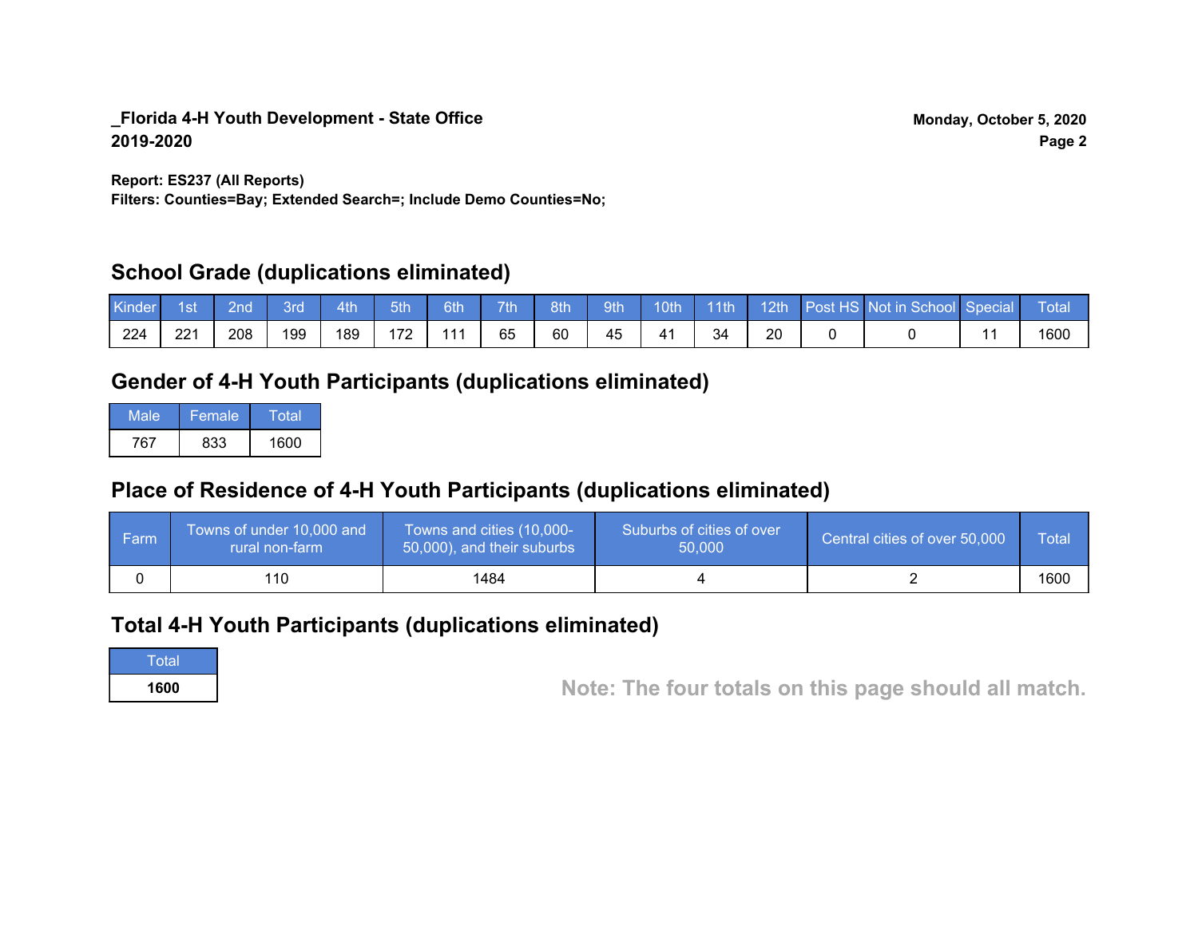**_Florida 4-H Youth Development - State Office**
**2019-2020**

**Monday, October 5, 2020**

**Report: ES237 (All Reports)**
**Filters: Counties=Bay; Extended Search=; Include Demo Counties=No;**

## School Grade (duplications eliminated)

| Kinder | 1st | 2nd | 3rd | 4th | 5th | 6th | 7th | 8th | 9th | 10th | 11th | 12th | Post HS | Not in School | Special | Total |
|---|---|---|---|---|---|---|---|---|---|---|---|---|---|---|---|---|
| 224 | 221 | 208 | 199 | 189 | 172 | 111 | 65 | 60 | 45 | 41 | 34 | 20 | 0 | 0 | 11 | 1600 |

## Gender of 4-H Youth Participants (duplications eliminated)

| Male | Female | Total |
|---|---|---|
| 767 | 833 | 1600 |

## Place of Residence of 4-H Youth Participants (duplications eliminated)

| Farm | Towns of under 10,000 and rural non-farm | Towns and cities (10,000-50,000), and their suburbs | Suburbs of cities of over 50,000 | Central cities of over 50,000 | Total |
|---|---|---|---|---|---|
| 0 | 110 | 1484 | 4 | 2 | 1600 |

## Total 4-H Youth Participants (duplications eliminated)

| Total |
|---|
| **1600** |

**Note: The four totals on this page should all match.**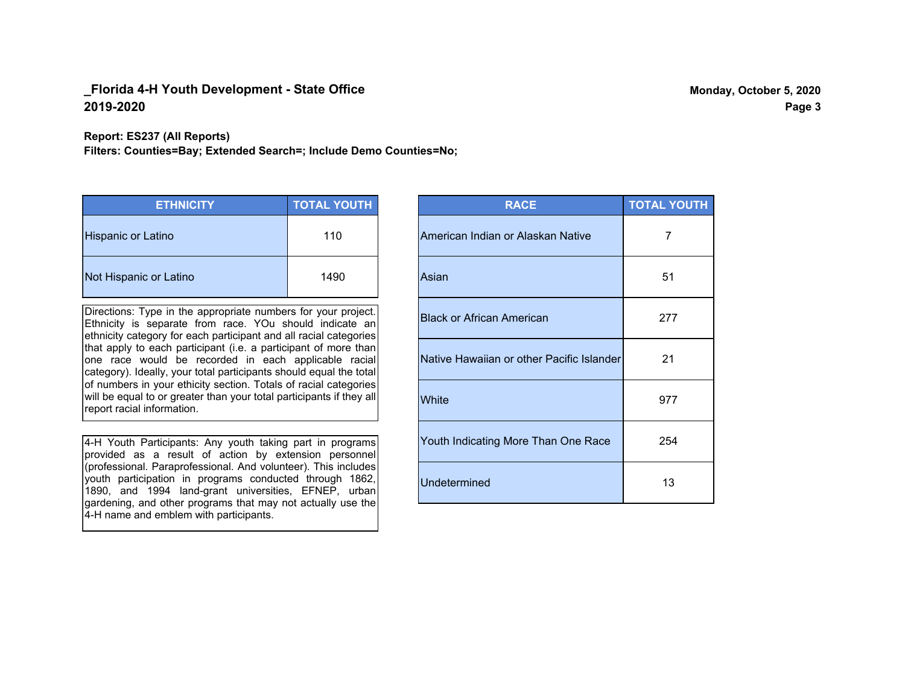**_Florida 4-H Youth Development - State Office**
**2019-2020**

**Monday, October 5, 2020**

**Report: ES237 (All Reports)**
**Filters: Counties=Bay; Extended Search=; Include Demo Counties=No;**

| ETHNICITY | TOTAL YOUTH |
|---|---|
| Hispanic or Latino | 110 |
| Not Hispanic or Latino | 1490 |

Directions: Type in the appropriate numbers for your project. Ethnicity is separate from race. YOu should indicate an ethnicity category for each participant and all racial categories that apply to each participant (i.e. a participant of more than one race would be recorded in each applicable racial category). Ideally, your total participants should equal the total of numbers in your ethicity section. Totals of racial categories will be equal to or greater than your total participants if they all report racial information.

4-H Youth Participants: Any youth taking part in programs provided as a result of action by extension personnel (professional. Paraprofessional. And volunteer). This includes youth participation in programs conducted through 1862, 1890, and 1994 land-grant universities, EFNEP, urban gardening, and other programs that may not actually use the 4-H name and emblem with participants.

| RACE | TOTAL YOUTH |
|---|---|
| American Indian or Alaskan Native | 7 |
| Asian | 51 |
| Black or African American | 277 |
| Native Hawaiian or other Pacific Islander | 21 |
| White | 977 |
| Youth Indicating More Than One Race | 254 |
| Undetermined | 13 |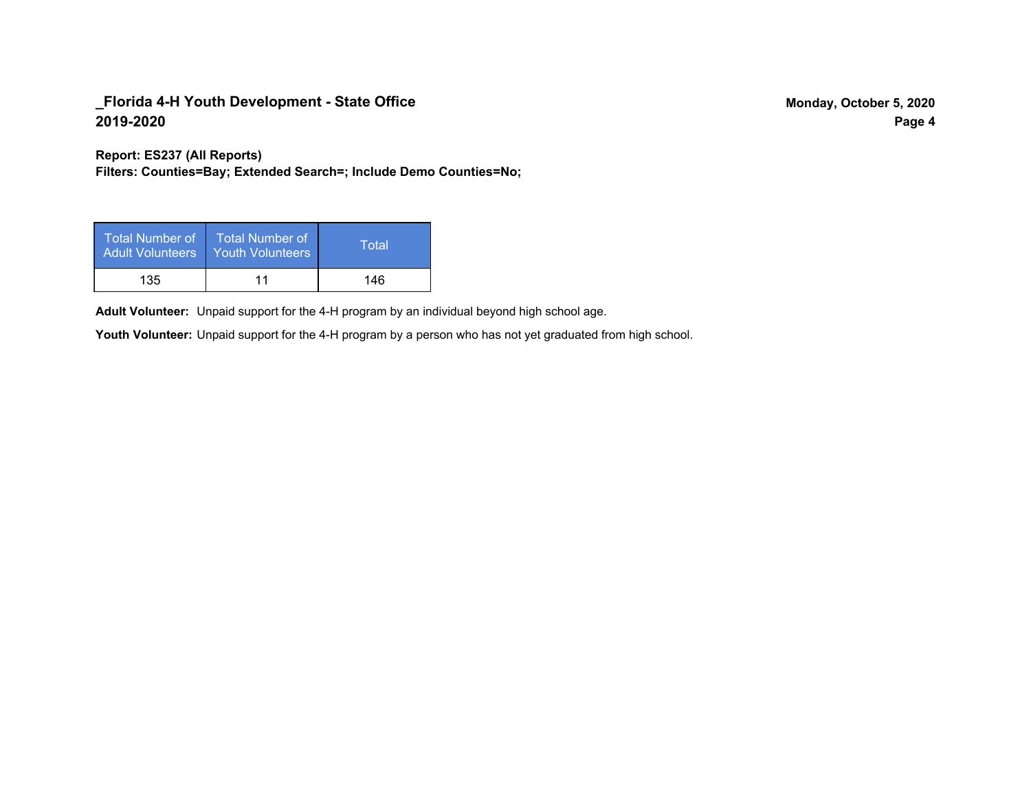**_Florida 4-H Youth Development - State Office**
**2019-2020**

**Monday, October 5, 2020**

**Report: ES237 (All Reports)**
**Filters: Counties=Bay; Extended Search=; Include Demo Counties=No;**

| Total Number of Adult Volunteers | Total Number of Youth Volunteers | Total |
|---|---|---|
| 135 | 11 | 146 |

**Adult Volunteer:** Unpaid support for the 4-H program by an individual beyond high school age.

**Youth Volunteer:** Unpaid support for the 4-H program by a person who has not yet graduated from high school.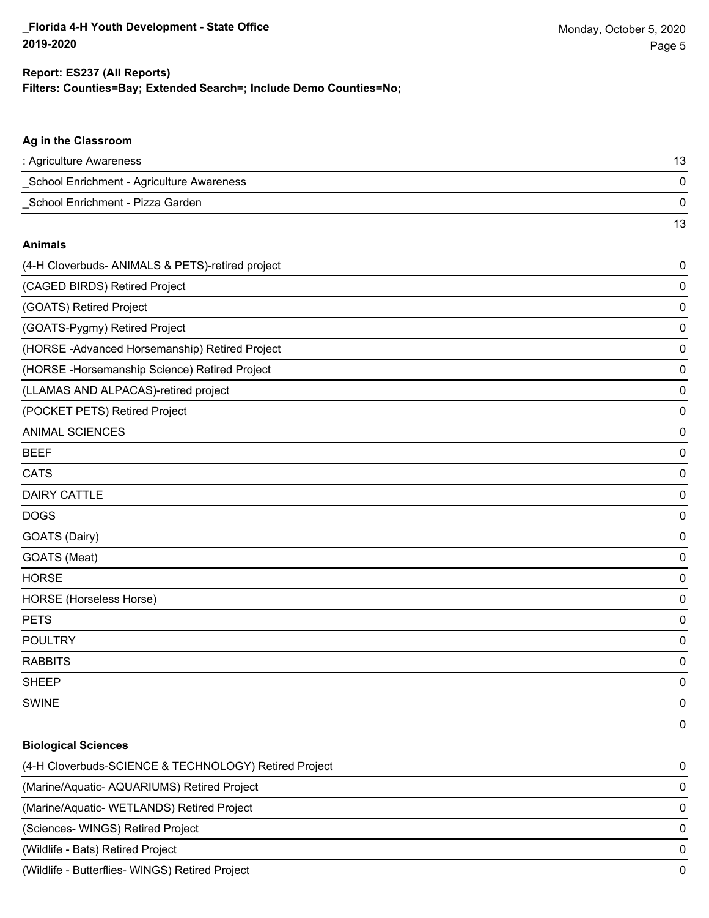**Report: ES237 (All Reports)**
**Filters: Counties=Bay; Extended Search=; Include Demo Counties=No;**

### Ag in the Classroom

| | |
|---|---|
| : Agriculture Awareness | 13 |
| _School Enrichment - Agriculture Awareness | 0 |
| _School Enrichment - Pizza Garden | 0 |
| | 13 |

### Animals

| | |
|---|---|
| (4-H Cloverbuds- ANIMALS & PETS)-retired project | 0 |
| (CAGED BIRDS) Retired Project | 0 |
| (GOATS) Retired Project | 0 |
| (GOATS-Pygmy) Retired Project | 0 |
| (HORSE -Advanced Horsemanship) Retired Project | 0 |
| (HORSE -Horsemanship Science) Retired Project | 0 |
| (LLAMAS AND ALPACAS)-retired project | 0 |
| (POCKET PETS) Retired Project | 0 |
| ANIMAL SCIENCES | 0 |
| BEEF | 0 |
| CATS | 0 |
| DAIRY CATTLE | 0 |
| DOGS | 0 |
| GOATS (Dairy) | 0 |
| GOATS (Meat) | 0 |
| HORSE | 0 |
| HORSE (Horseless Horse) | 0 |
| PETS | 0 |
| POULTRY | 0 |
| RABBITS | 0 |
| SHEEP | 0 |
| SWINE | 0 |
| | 0 |

### Biological Sciences

| | |
|---|---|
| (4-H Cloverbuds-SCIENCE & TECHNOLOGY) Retired Project | 0 |
| (Marine/Aquatic- AQUARIUMS) Retired Project | 0 |
| (Marine/Aquatic- WETLANDS) Retired Project | 0 |
| (Sciences- WINGS) Retired Project | 0 |
| (Wildlife - Bats) Retired Project | 0 |
| (Wildlife - Butterflies- WINGS) Retired Project | 0 |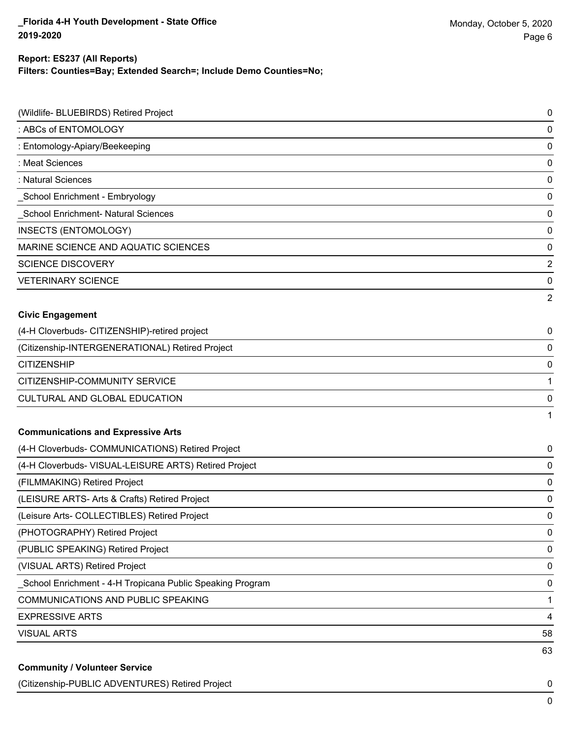**Report: ES237 (All Reports)**
**Filters: Counties=Bay; Extended Search=; Include Demo Counties=No;**

| | |
|---|---|
| (Wildlife- BLUEBIRDS) Retired Project | 0 |
| : ABCs of ENTOMOLOGY | 0 |
| : Entomology-Apiary/Beekeeping | 0 |
| : Meat Sciences | 0 |
| : Natural Sciences | 0 |
| _School Enrichment - Embryology | 0 |
| _School Enrichment- Natural Sciences | 0 |
| INSECTS (ENTOMOLOGY) | 0 |
| MARINE SCIENCE AND AQUATIC SCIENCES | 0 |
| SCIENCE DISCOVERY | 2 |
| VETERINARY SCIENCE | 0 |
| | 2 |

**Civic Engagement**

| | |
|---|---|
| (4-H Cloverbuds- CITIZENSHIP)-retired project | 0 |
| (Citizenship-INTERGENERATIONAL) Retired Project | 0 |
| CITIZENSHIP | 0 |
| CITIZENSHIP-COMMUNITY SERVICE | 1 |
| CULTURAL AND GLOBAL EDUCATION | 0 |
| | 1 |

**Communications and Expressive Arts**

| | |
|---|---|
| (4-H Cloverbuds- COMMUNICATIONS) Retired Project | 0 |
| (4-H Cloverbuds- VISUAL-LEISURE ARTS) Retired Project | 0 |
| (FILMMAKING) Retired Project | 0 |
| (LEISURE ARTS- Arts & Crafts) Retired Project | 0 |
| (Leisure Arts- COLLECTIBLES) Retired Project | 0 |
| (PHOTOGRAPHY) Retired Project | 0 |
| (PUBLIC SPEAKING) Retired Project | 0 |
| (VISUAL ARTS) Retired Project | 0 |
| _School Enrichment - 4-H Tropicana Public Speaking Program | 0 |
| COMMUNICATIONS AND PUBLIC SPEAKING | 1 |
| EXPRESSIVE ARTS | 4 |
| VISUAL ARTS | 58 |
| | 63 |

**Community / Volunteer Service**

| | |
|---|---|
| (Citizenship-PUBLIC ADVENTURES) Retired Project | 0 |
| | 0 |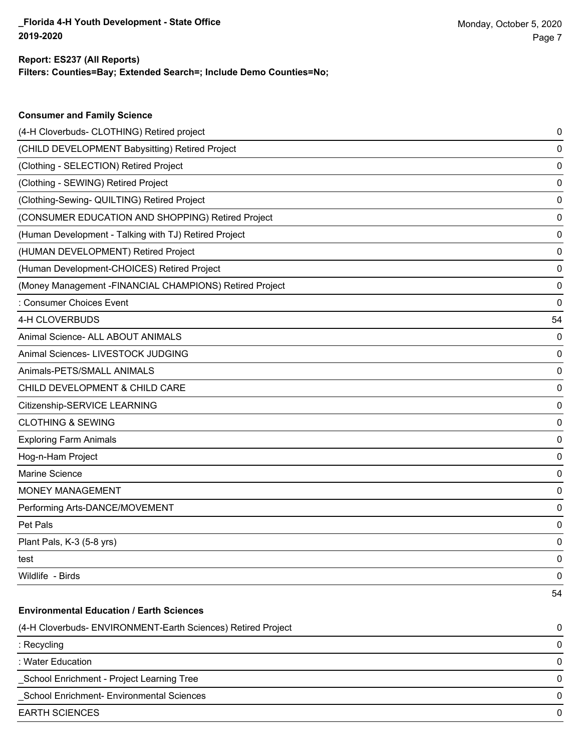**Report: ES237 (All Reports)**
**Filters: Counties=Bay; Extended Search=; Include Demo Counties=No;**

### Consumer and Family Science

| | |
|---|---|
| (4-H Cloverbuds- CLOTHING) Retired project | 0 |
| (CHILD DEVELOPMENT Babysitting) Retired Project | 0 |
| (Clothing - SELECTION) Retired Project | 0 |
| (Clothing - SEWING) Retired Project | 0 |
| (Clothing-Sewing- QUILTING) Retired Project | 0 |
| (CONSUMER EDUCATION AND SHOPPING) Retired Project | 0 |
| (Human Development - Talking with TJ) Retired Project | 0 |
| (HUMAN DEVELOPMENT) Retired Project | 0 |
| (Human Development-CHOICES) Retired Project | 0 |
| (Money Management -FINANCIAL CHAMPIONS) Retired Project | 0 |
| : Consumer Choices Event | 0 |
| 4-H CLOVERBUDS | 54 |
| Animal Science- ALL ABOUT ANIMALS | 0 |
| Animal Sciences- LIVESTOCK JUDGING | 0 |
| Animals-PETS/SMALL ANIMALS | 0 |
| CHILD DEVELOPMENT & CHILD CARE | 0 |
| Citizenship-SERVICE LEARNING | 0 |
| CLOTHING & SEWING | 0 |
| Exploring Farm Animals | 0 |
| Hog-n-Ham Project | 0 |
| Marine Science | 0 |
| MONEY MANAGEMENT | 0 |
| Performing Arts-DANCE/MOVEMENT | 0 |
| Pet Pals | 0 |
| Plant Pals, K-3 (5-8 yrs) | 0 |
| test | 0 |
| Wildlife - Birds | 0 |
| | 54 |

### Environmental Education / Earth Sciences

| | |
|---|---|
| (4-H Cloverbuds- ENVIRONMENT-Earth Sciences) Retired Project | 0 |
| : Recycling | 0 |
| : Water Education | 0 |
| _School Enrichment - Project Learning Tree | 0 |
| _School Enrichment- Environmental Sciences | 0 |
| EARTH SCIENCES | 0 |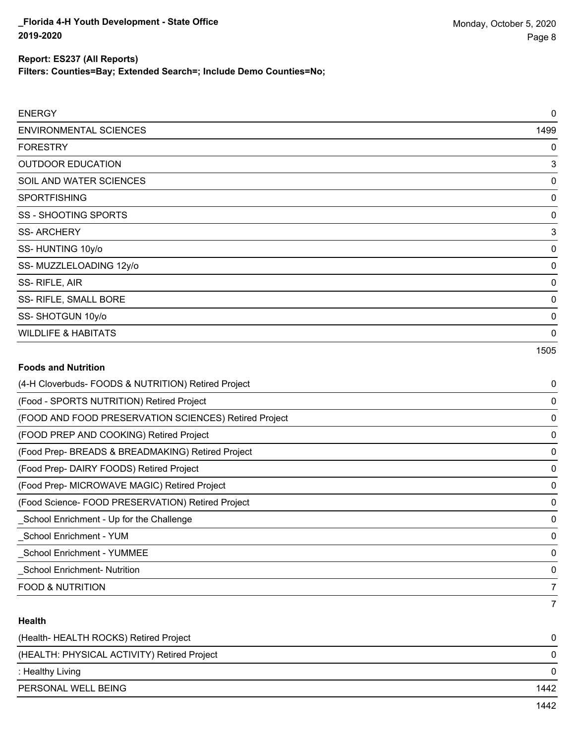| | |
|---|---|
| ENERGY | 0 |
| ENVIRONMENTAL SCIENCES | 1499 |
| FORESTRY | 0 |
| OUTDOOR EDUCATION | 3 |
| SOIL AND WATER SCIENCES | 0 |
| SPORTFISHING | 0 |
| SS - SHOOTING SPORTS | 0 |
| SS- ARCHERY | 3 |
| SS- HUNTING 10y/o | 0 |
| SS- MUZZLELOADING 12y/o | 0 |
| SS- RIFLE, AIR | 0 |
| SS- RIFLE, SMALL BORE | 0 |
| SS- SHOTGUN 10y/o | 0 |
| WILDLIFE & HABITATS | 0 |
| | 1505 |

**Foods and Nutrition**

| | |
|---|---|
| (4-H Cloverbuds- FOODS & NUTRITION) Retired Project | 0 |
| (Food - SPORTS NUTRITION) Retired Project | 0 |
| (FOOD AND FOOD PRESERVATION SCIENCES) Retired Project | 0 |
| (FOOD PREP AND COOKING) Retired Project | 0 |
| (Food Prep- BREADS & BREADMAKING) Retired Project | 0 |
| (Food Prep- DAIRY FOODS) Retired Project | 0 |
| (Food Prep- MICROWAVE MAGIC) Retired Project | 0 |
| (Food Science- FOOD PRESERVATION) Retired Project | 0 |
| _School Enrichment - Up for the Challenge | 0 |
| _School Enrichment - YUM | 0 |
| _School Enrichment - YUMMEE | 0 |
| _School Enrichment- Nutrition | 0 |
| FOOD & NUTRITION | 7 |
| | 7 |

**Health**

| | |
|---|---|
| (Health- HEALTH ROCKS) Retired Project | 0 |
| (HEALTH: PHYSICAL ACTIVITY) Retired Project | 0 |
| : Healthy Living | 0 |
| PERSONAL WELL BEING | 1442 |
| | 1442 |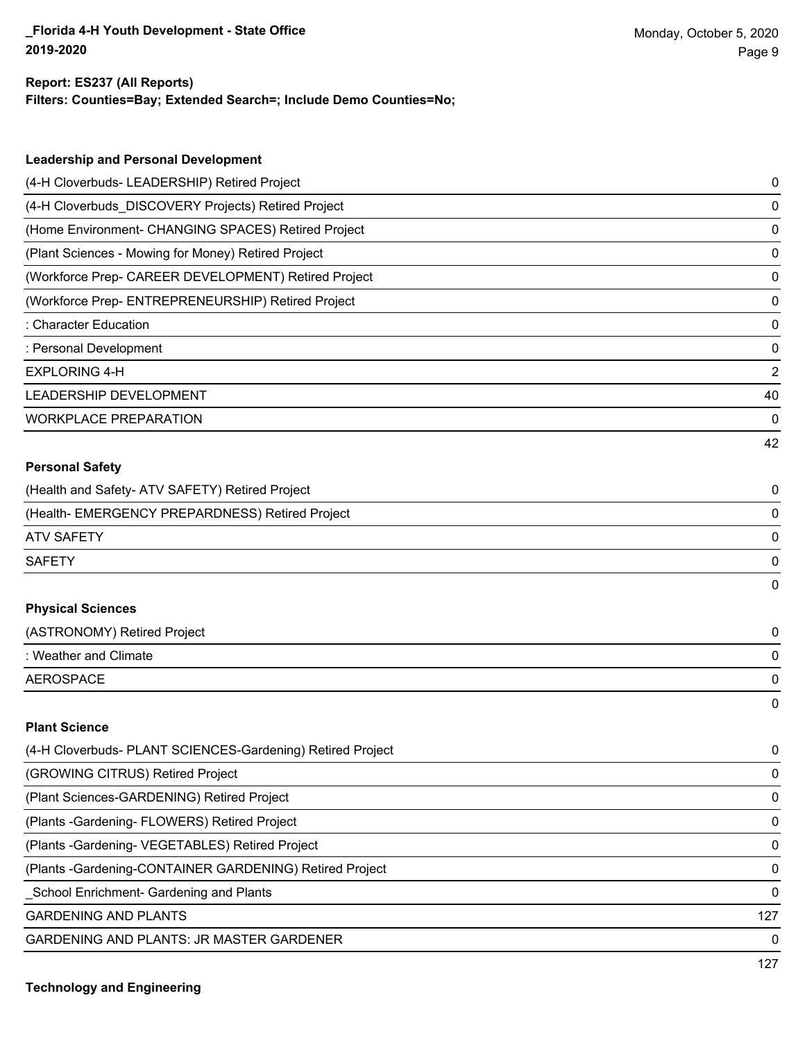**Report: ES237 (All Reports)**
**Filters: Counties=Bay; Extended Search=; Include Demo Counties=No;**

### Leadership and Personal Development

| Project | Count |
|---|---|
| (4-H Cloverbuds- LEADERSHIP) Retired Project | 0 |
| (4-H Cloverbuds_DISCOVERY Projects) Retired Project | 0 |
| (Home Environment- CHANGING SPACES) Retired Project | 0 |
| (Plant Sciences - Mowing for Money) Retired Project | 0 |
| (Workforce Prep- CAREER DEVELOPMENT) Retired Project | 0 |
| (Workforce Prep- ENTREPRENEURSHIP) Retired Project | 0 |
| : Character Education | 0 |
| : Personal Development | 0 |
| EXPLORING 4-H | 2 |
| LEADERSHIP DEVELOPMENT | 40 |
| WORKPLACE PREPARATION | 0 |
| | 42 |

### Personal Safety

| Project | Count |
|---|---|
| (Health and Safety- ATV SAFETY) Retired Project | 0 |
| (Health- EMERGENCY PREPARDNESS) Retired Project | 0 |
| ATV SAFETY | 0 |
| SAFETY | 0 |
| | 0 |

### Physical Sciences

| Project | Count |
|---|---|
| (ASTRONOMY) Retired Project | 0 |
| : Weather and Climate | 0 |
| AEROSPACE | 0 |
| | 0 |

### Plant Science

| Project | Count |
|---|---|
| (4-H Cloverbuds- PLANT SCIENCES-Gardening) Retired Project | 0 |
| (GROWING CITRUS) Retired Project | 0 |
| (Plant Sciences-GARDENING) Retired Project | 0 |
| (Plants -Gardening- FLOWERS) Retired Project | 0 |
| (Plants -Gardening- VEGETABLES) Retired Project | 0 |
| (Plants -Gardening-CONTAINER GARDENING) Retired Project | 0 |
| _School Enrichment- Gardening and Plants | 0 |
| GARDENING AND PLANTS | 127 |
| GARDENING AND PLANTS: JR MASTER GARDENER | 0 |
| | 127 |

### Technology and Engineering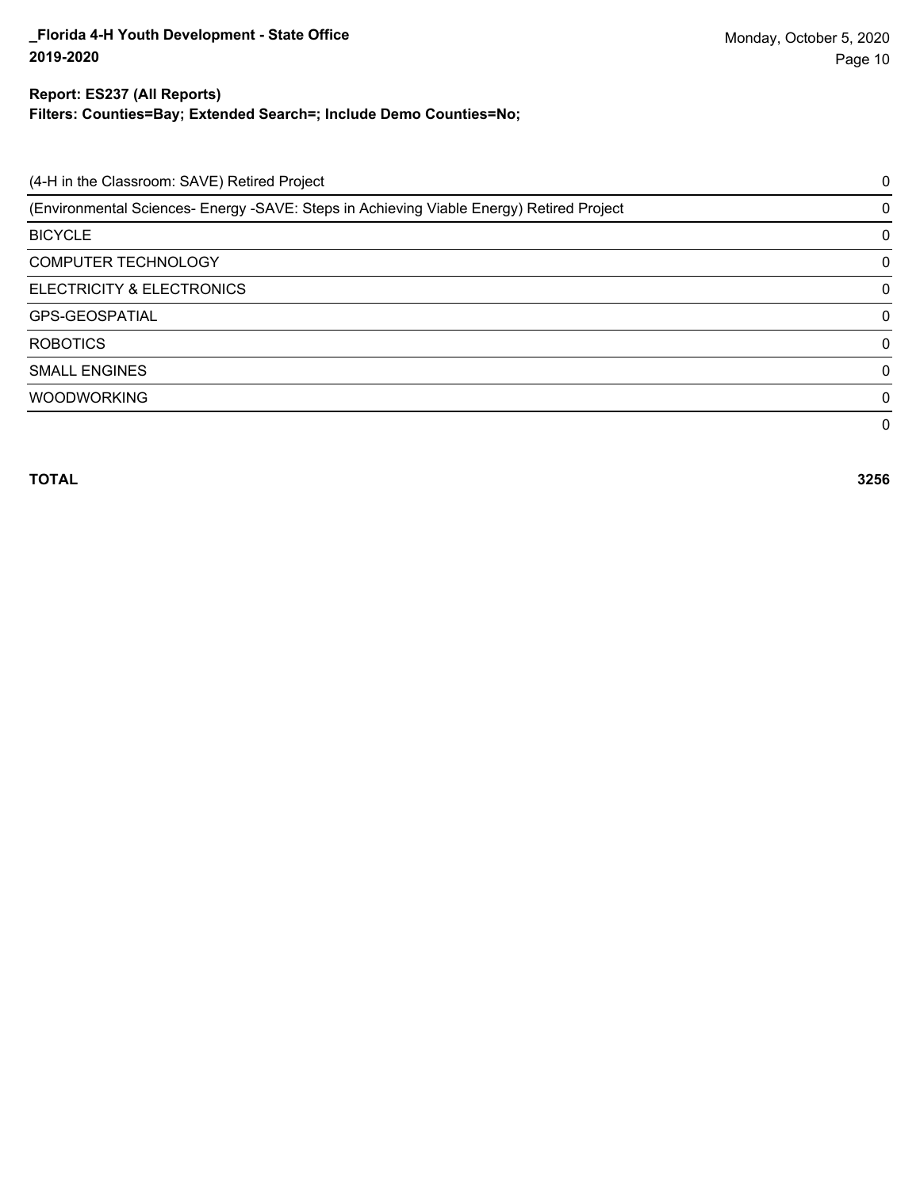**Report: ES237 (All Reports)**
**Filters: Counties=Bay; Extended Search=; Include Demo Counties=No;**

| | |
|---|---|
| (4-H in the Classroom: SAVE) Retired Project | 0 |
| (Environmental Sciences- Energy -SAVE: Steps in Achieving Viable Energy) Retired Project | 0 |
| BICYCLE | 0 |
| COMPUTER TECHNOLOGY | 0 |
| ELECTRICITY & ELECTRONICS | 0 |
| GPS-GEOSPATIAL | 0 |
| ROBOTICS | 0 |
| SMALL ENGINES | 0 |
| WOODWORKING | 0 |
| | 0 |

**TOTAL** **3256**